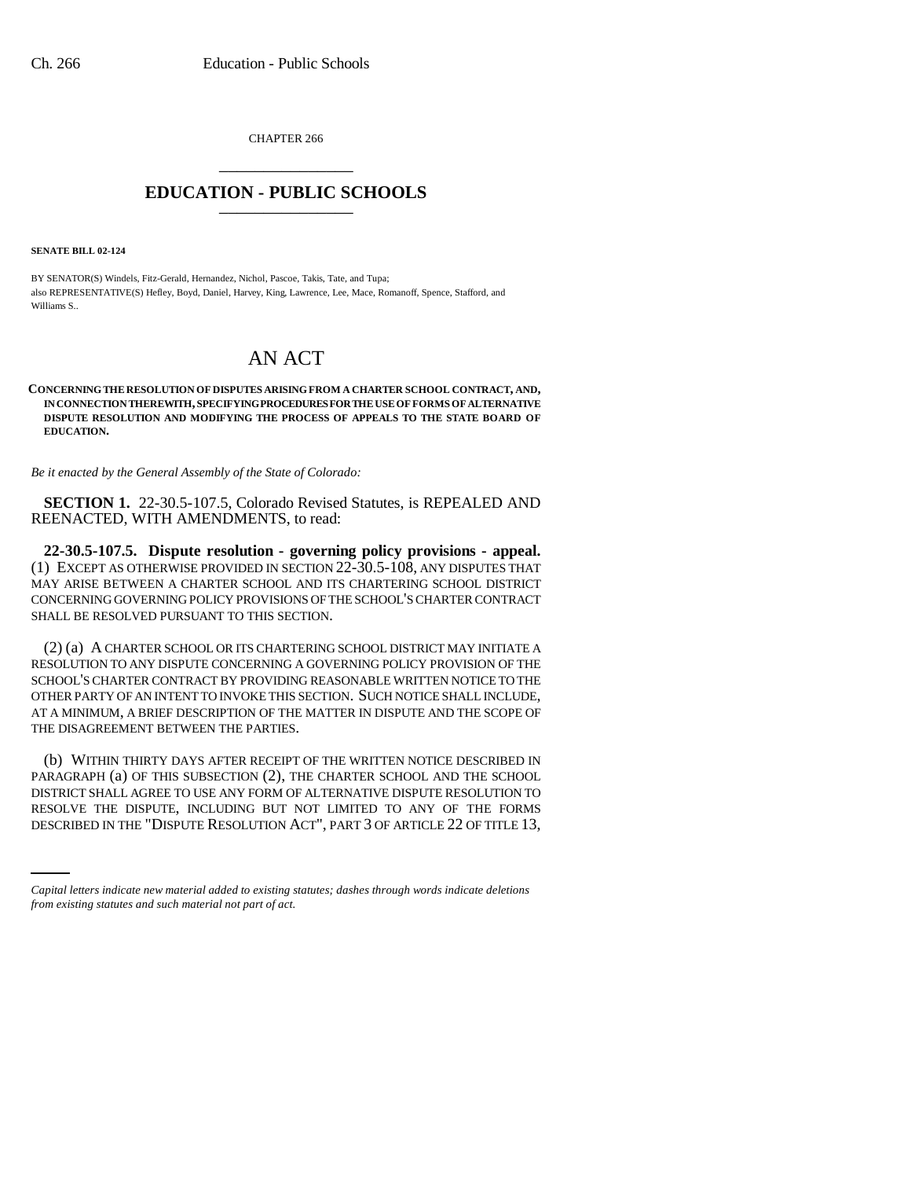CHAPTER 266

# EDUCATION - PUBLIC SCHOOLS

**SENATE BILL 02-124**

BY SENATOR(S) Windels, Fitz-Gerald, Hernandez, Nichol, Pascoe, Takis, Tate, and Tupa;
also REPRESENTATIVE(S) Hefley, Boyd, Daniel, Harvey, King, Lawrence, Lee, Mace, Romanoff, Spence, Stafford, and Williams S..

# AN ACT

**CONCERNING THE RESOLUTION OF DISPUTES ARISING FROM A CHARTER SCHOOL CONTRACT, AND, IN CONNECTION THEREWITH, SPECIFYING PROCEDURES FOR THE USE OF FORMS OF ALTERNATIVE DISPUTE RESOLUTION AND MODIFYING THE PROCESS OF APPEALS TO THE STATE BOARD OF EDUCATION.**

*Be it enacted by the General Assembly of the State of Colorado:*

**SECTION 1.** 22-30.5-107.5, Colorado Revised Statutes, is REPEALED AND REENACTED, WITH AMENDMENTS, to read:

**22-30.5-107.5. Dispute resolution - governing policy provisions - appeal.** (1) EXCEPT AS OTHERWISE PROVIDED IN SECTION 22-30.5-108, ANY DISPUTES THAT MAY ARISE BETWEEN A CHARTER SCHOOL AND ITS CHARTERING SCHOOL DISTRICT CONCERNING GOVERNING POLICY PROVISIONS OF THE SCHOOL'S CHARTER CONTRACT SHALL BE RESOLVED PURSUANT TO THIS SECTION.

(2) (a) A CHARTER SCHOOL OR ITS CHARTERING SCHOOL DISTRICT MAY INITIATE A RESOLUTION TO ANY DISPUTE CONCERNING A GOVERNING POLICY PROVISION OF THE SCHOOL'S CHARTER CONTRACT BY PROVIDING REASONABLE WRITTEN NOTICE TO THE OTHER PARTY OF AN INTENT TO INVOKE THIS SECTION. SUCH NOTICE SHALL INCLUDE, AT A MINIMUM, A BRIEF DESCRIPTION OF THE MATTER IN DISPUTE AND THE SCOPE OF THE DISAGREEMENT BETWEEN THE PARTIES.

(b) WITHIN THIRTY DAYS AFTER RECEIPT OF THE WRITTEN NOTICE DESCRIBED IN PARAGRAPH (a) OF THIS SUBSECTION (2), THE CHARTER SCHOOL AND THE SCHOOL DISTRICT SHALL AGREE TO USE ANY FORM OF ALTERNATIVE DISPUTE RESOLUTION TO RESOLVE THE DISPUTE, INCLUDING BUT NOT LIMITED TO ANY OF THE FORMS DESCRIBED IN THE "DISPUTE RESOLUTION ACT", PART 3 OF ARTICLE 22 OF TITLE 13,

*Capital letters indicate new material added to existing statutes; dashes through words indicate deletions from existing statutes and such material not part of act.*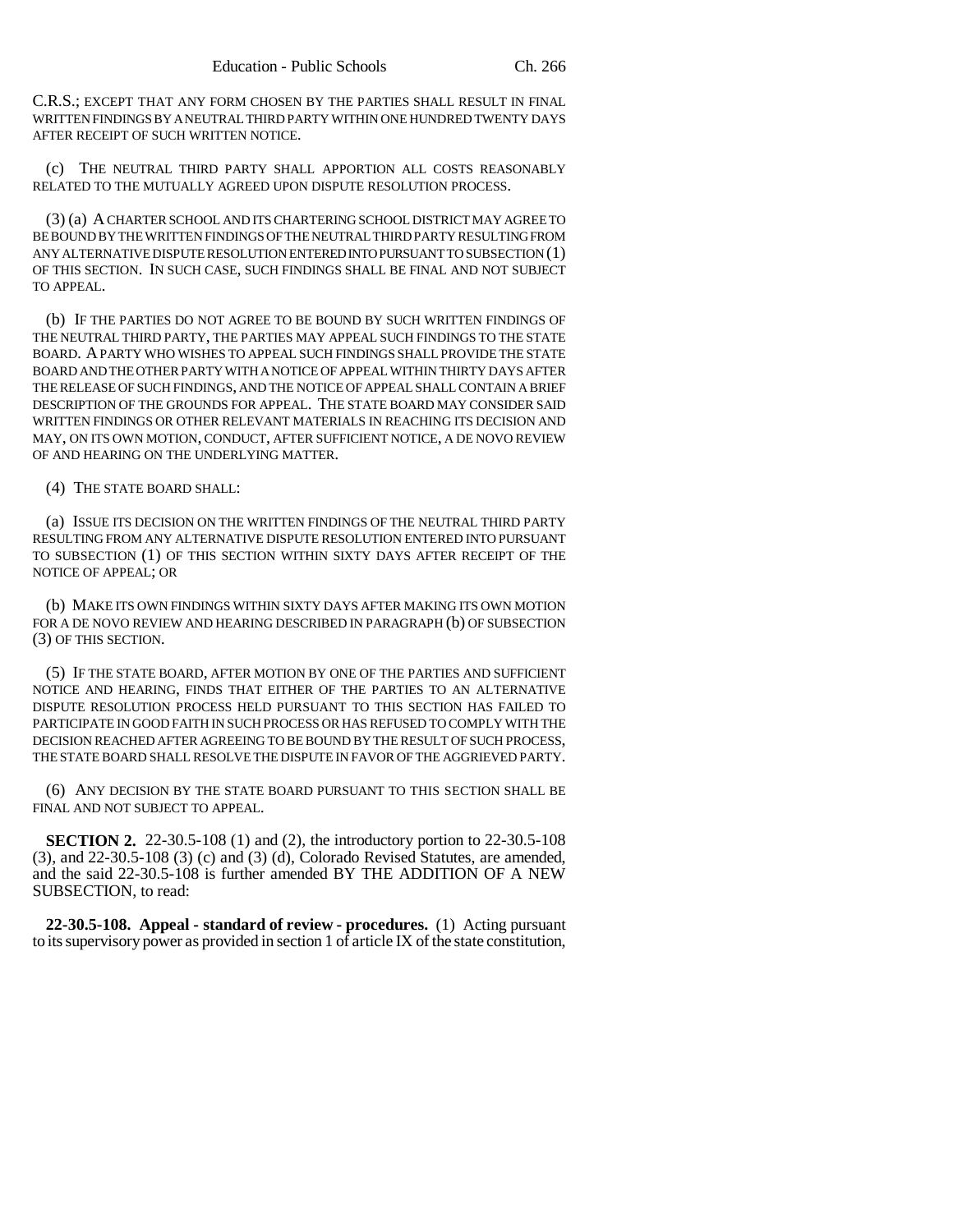C.R.S.; EXCEPT THAT ANY FORM CHOSEN BY THE PARTIES SHALL RESULT IN FINAL WRITTEN FINDINGS BY A NEUTRAL THIRD PARTY WITHIN ONE HUNDRED TWENTY DAYS AFTER RECEIPT OF SUCH WRITTEN NOTICE.

(c) THE NEUTRAL THIRD PARTY SHALL APPORTION ALL COSTS REASONABLY RELATED TO THE MUTUALLY AGREED UPON DISPUTE RESOLUTION PROCESS.

(3) (a) A CHARTER SCHOOL AND ITS CHARTERING SCHOOL DISTRICT MAY AGREE TO BE BOUND BY THE WRITTEN FINDINGS OF THE NEUTRAL THIRD PARTY RESULTING FROM ANY ALTERNATIVE DISPUTE RESOLUTION ENTERED INTO PURSUANT TO SUBSECTION (1) OF THIS SECTION. IN SUCH CASE, SUCH FINDINGS SHALL BE FINAL AND NOT SUBJECT TO APPEAL.

(b) IF THE PARTIES DO NOT AGREE TO BE BOUND BY SUCH WRITTEN FINDINGS OF THE NEUTRAL THIRD PARTY, THE PARTIES MAY APPEAL SUCH FINDINGS TO THE STATE BOARD. A PARTY WHO WISHES TO APPEAL SUCH FINDINGS SHALL PROVIDE THE STATE BOARD AND THE OTHER PARTY WITH A NOTICE OF APPEAL WITHIN THIRTY DAYS AFTER THE RELEASE OF SUCH FINDINGS, AND THE NOTICE OF APPEAL SHALL CONTAIN A BRIEF DESCRIPTION OF THE GROUNDS FOR APPEAL. THE STATE BOARD MAY CONSIDER SAID WRITTEN FINDINGS OR OTHER RELEVANT MATERIALS IN REACHING ITS DECISION AND MAY, ON ITS OWN MOTION, CONDUCT, AFTER SUFFICIENT NOTICE, A DE NOVO REVIEW OF AND HEARING ON THE UNDERLYING MATTER.

(4) THE STATE BOARD SHALL:

(a) ISSUE ITS DECISION ON THE WRITTEN FINDINGS OF THE NEUTRAL THIRD PARTY RESULTING FROM ANY ALTERNATIVE DISPUTE RESOLUTION ENTERED INTO PURSUANT TO SUBSECTION (1) OF THIS SECTION WITHIN SIXTY DAYS AFTER RECEIPT OF THE NOTICE OF APPEAL; OR

(b) MAKE ITS OWN FINDINGS WITHIN SIXTY DAYS AFTER MAKING ITS OWN MOTION FOR A DE NOVO REVIEW AND HEARING DESCRIBED IN PARAGRAPH (b) OF SUBSECTION (3) OF THIS SECTION.

(5) IF THE STATE BOARD, AFTER MOTION BY ONE OF THE PARTIES AND SUFFICIENT NOTICE AND HEARING, FINDS THAT EITHER OF THE PARTIES TO AN ALTERNATIVE DISPUTE RESOLUTION PROCESS HELD PURSUANT TO THIS SECTION HAS FAILED TO PARTICIPATE IN GOOD FAITH IN SUCH PROCESS OR HAS REFUSED TO COMPLY WITH THE DECISION REACHED AFTER AGREEING TO BE BOUND BY THE RESULT OF SUCH PROCESS, THE STATE BOARD SHALL RESOLVE THE DISPUTE IN FAVOR OF THE AGGRIEVED PARTY.

(6) ANY DECISION BY THE STATE BOARD PURSUANT TO THIS SECTION SHALL BE FINAL AND NOT SUBJECT TO APPEAL.

**SECTION 2.** 22-30.5-108 (1) and (2), the introductory portion to 22-30.5-108 (3), and 22-30.5-108 (3) (c) and (3) (d), Colorado Revised Statutes, are amended, and the said 22-30.5-108 is further amended BY THE ADDITION OF A NEW SUBSECTION, to read:

**22-30.5-108. Appeal - standard of review - procedures.** (1) Acting pursuant to its supervisory power as provided in section 1 of article IX of the state constitution,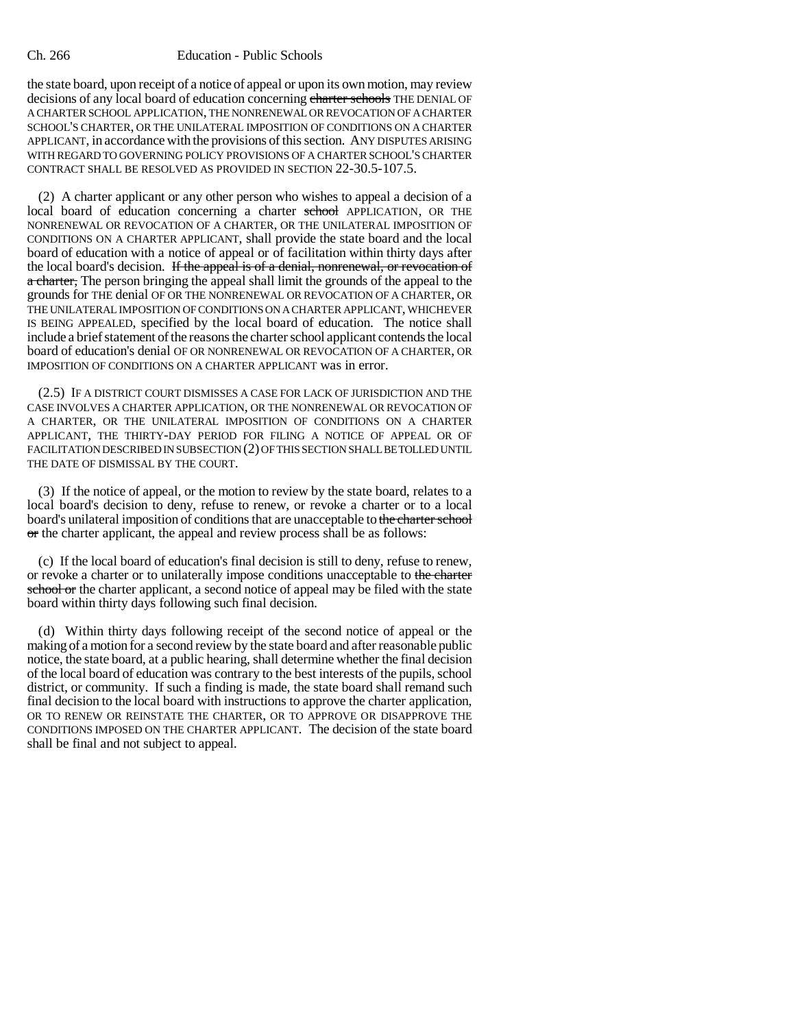the state board, upon receipt of a notice of appeal or upon its own motion, may review decisions of any local board of education concerning ~~charter schools~~ THE DENIAL OF A CHARTER SCHOOL APPLICATION, THE NONRENEWAL OR REVOCATION OF A CHARTER SCHOOL'S CHARTER, OR THE UNILATERAL IMPOSITION OF CONDITIONS ON A CHARTER APPLICANT, in accordance with the provisions of this section. ANY DISPUTES ARISING WITH REGARD TO GOVERNING POLICY PROVISIONS OF A CHARTER SCHOOL'S CHARTER CONTRACT SHALL BE RESOLVED AS PROVIDED IN SECTION 22-30.5-107.5.

(2) A charter applicant or any other person who wishes to appeal a decision of a local board of education concerning a charter ~~school~~ APPLICATION, OR THE NONRENEWAL OR REVOCATION OF A CHARTER, OR THE UNILATERAL IMPOSITION OF CONDITIONS ON A CHARTER APPLICANT, shall provide the state board and the local board of education with a notice of appeal or of facilitation within thirty days after the local board's decision. ~~If the appeal is of a denial, nonrenewal, or revocation of a charter,~~ The person bringing the appeal shall limit the grounds of the appeal to the grounds for THE denial OF OR THE NONRENEWAL OR REVOCATION OF A CHARTER, OR THE UNILATERAL IMPOSITION OF CONDITIONS ON A CHARTER APPLICANT, WHICHEVER IS BEING APPEALED, specified by the local board of education. The notice shall include a brief statement of the reasons the charter school applicant contends the local board of education's denial OF OR NONRENEWAL OR REVOCATION OF A CHARTER, OR IMPOSITION OF CONDITIONS ON A CHARTER APPLICANT was in error.

(2.5) IF A DISTRICT COURT DISMISSES A CASE FOR LACK OF JURISDICTION AND THE CASE INVOLVES A CHARTER APPLICATION, OR THE NONRENEWAL OR REVOCATION OF A CHARTER, OR THE UNILATERAL IMPOSITION OF CONDITIONS ON A CHARTER APPLICANT, THE THIRTY-DAY PERIOD FOR FILING A NOTICE OF APPEAL OR OF FACILITATION DESCRIBED IN SUBSECTION (2) OF THIS SECTION SHALL BE TOLLED UNTIL THE DATE OF DISMISSAL BY THE COURT.

(3) If the notice of appeal, or the motion to review by the state board, relates to a local board's decision to deny, refuse to renew, or revoke a charter or to a local board's unilateral imposition of conditions that are unacceptable to ~~the charter school or~~ the charter applicant, the appeal and review process shall be as follows:

(c) If the local board of education's final decision is still to deny, refuse to renew, or revoke a charter or to unilaterally impose conditions unacceptable to ~~the charter school or~~ the charter applicant, a second notice of appeal may be filed with the state board within thirty days following such final decision.

(d) Within thirty days following receipt of the second notice of appeal or the making of a motion for a second review by the state board and after reasonable public notice, the state board, at a public hearing, shall determine whether the final decision of the local board of education was contrary to the best interests of the pupils, school district, or community. If such a finding is made, the state board shall remand such final decision to the local board with instructions to approve the charter application, OR TO RENEW OR REINSTATE THE CHARTER, OR TO APPROVE OR DISAPPROVE THE CONDITIONS IMPOSED ON THE CHARTER APPLICANT. The decision of the state board shall be final and not subject to appeal.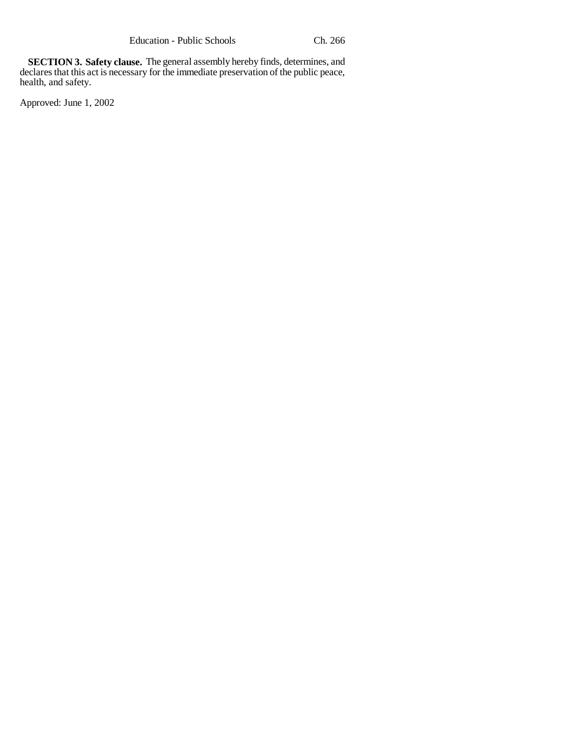**SECTION 3. Safety clause.** The general assembly hereby finds, determines, and declares that this act is necessary for the immediate preservation of the public peace, health, and safety.

Approved: June 1, 2002